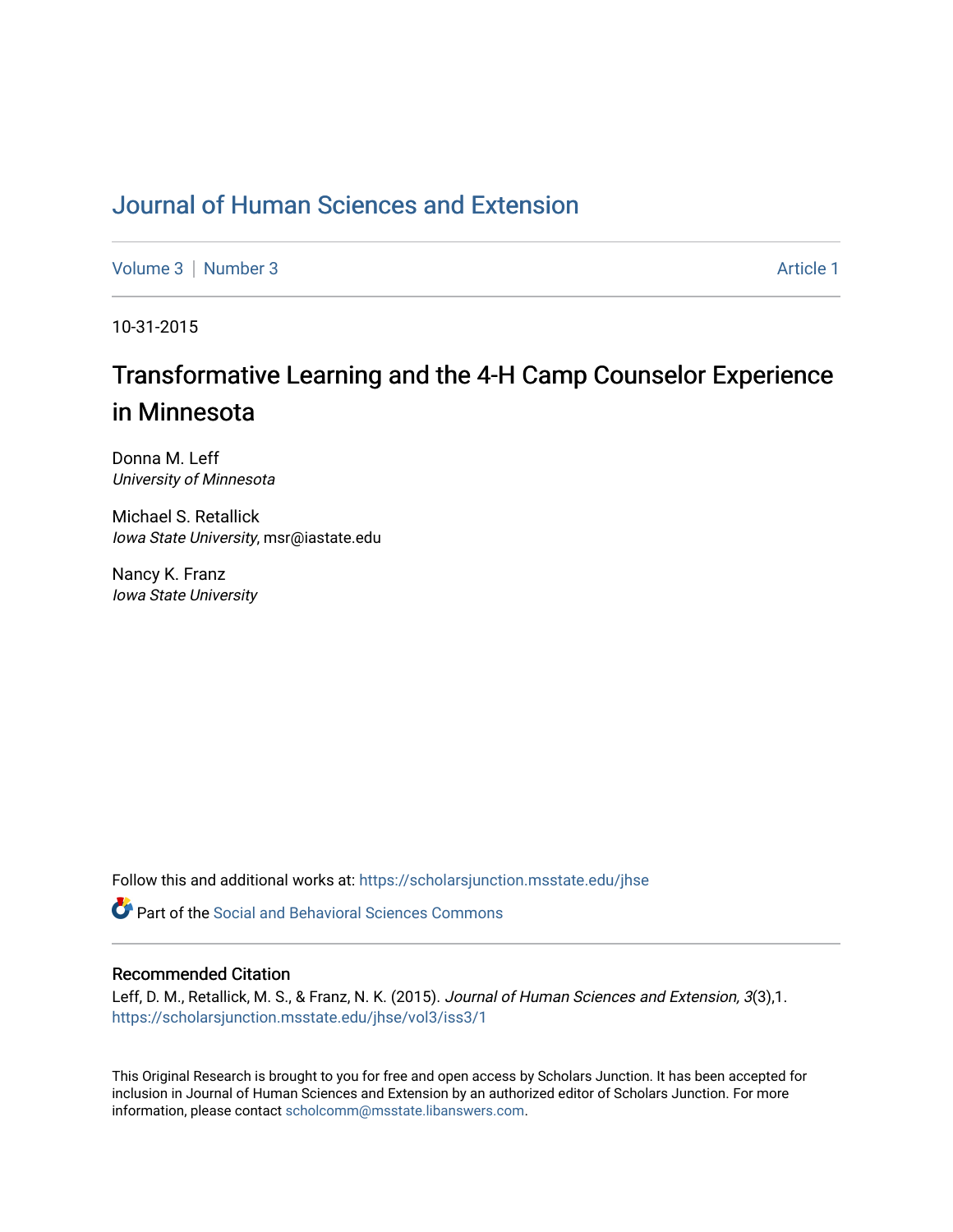# Journal of Human Sciences and Extension

Volume 3 | Number 3 Article 1

10-31-2015

## Transformative Learning and the 4-H Camp Counselor Experience in Minnesota

Donna M. Leff
*University of Minnesota*

Michael S. Retallick
*Iowa State University*, msr@iastate.edu

Nancy K. Franz
*Iowa State University*

Follow this and additional works at: https://scholarsjunction.msstate.edu/jhse

Part of the Social and Behavioral Sciences Commons

### Recommended Citation

Leff, D. M., Retallick, M. S., & Franz, N. K. (2015). *Journal of Human Sciences and Extension, 3*(3),1. https://scholarsjunction.msstate.edu/jhse/vol3/iss3/1

This Original Research is brought to you for free and open access by Scholars Junction. It has been accepted for inclusion in Journal of Human Sciences and Extension by an authorized editor of Scholars Junction. For more information, please contact scholcomm@msstate.libanswers.com.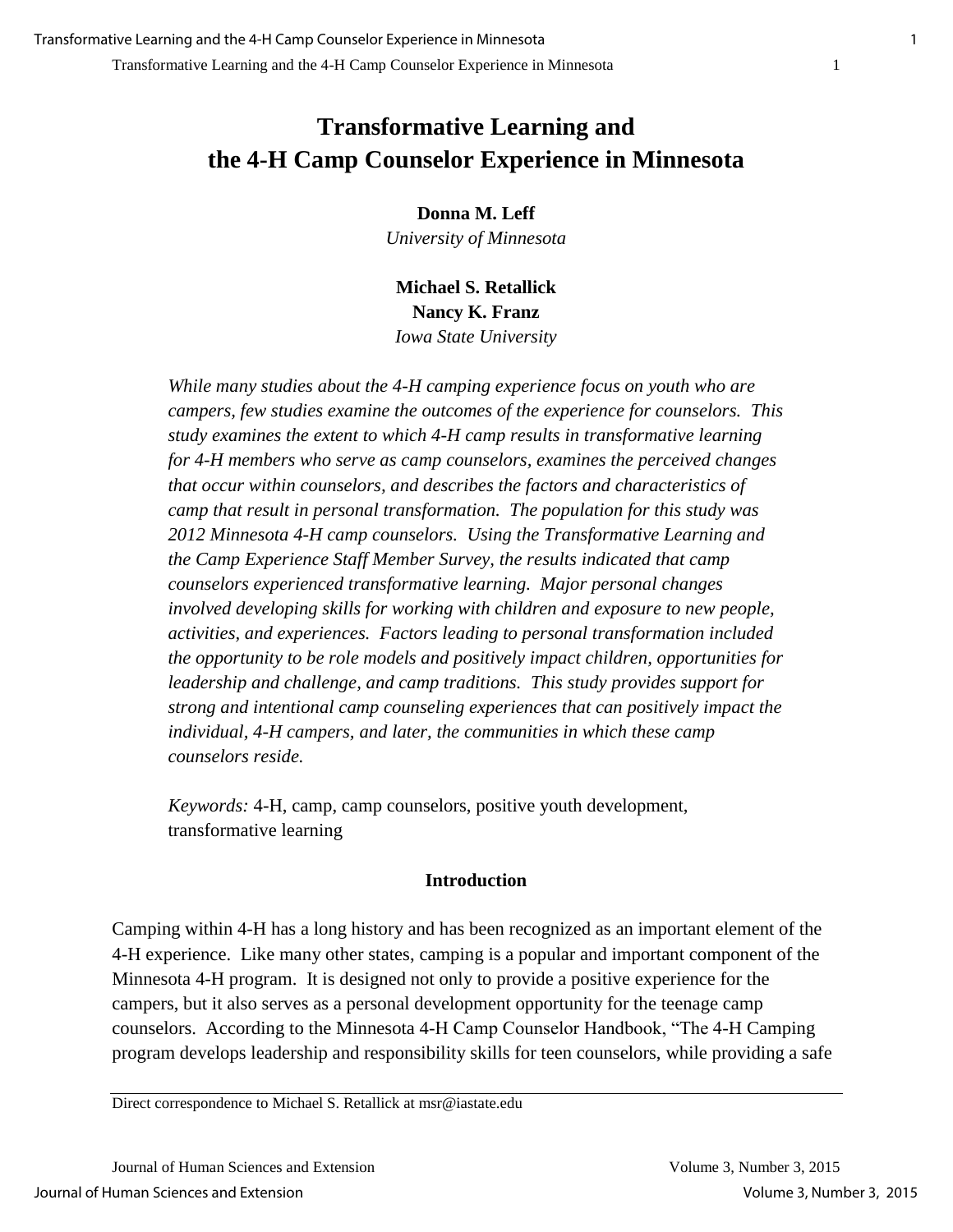# Transformative Learning and the 4-H Camp Counselor Experience in Minnesota

**Donna M. Leff**
*University of Minnesota*

**Michael S. Retallick**
**Nancy K. Franz**
*Iowa State University*

*While many studies about the 4-H camping experience focus on youth who are campers, few studies examine the outcomes of the experience for counselors. This study examines the extent to which 4-H camp results in transformative learning for 4-H members who serve as camp counselors, examines the perceived changes that occur within counselors, and describes the factors and characteristics of camp that result in personal transformation. The population for this study was 2012 Minnesota 4-H camp counselors. Using the Transformative Learning and the Camp Experience Staff Member Survey, the results indicated that camp counselors experienced transformative learning. Major personal changes involved developing skills for working with children and exposure to new people, activities, and experiences. Factors leading to personal transformation included the opportunity to be role models and positively impact children, opportunities for leadership and challenge, and camp traditions. This study provides support for strong and intentional camp counseling experiences that can positively impact the individual, 4-H campers, and later, the communities in which these camp counselors reside.*

*Keywords:* 4-H, camp, camp counselors, positive youth development, transformative learning

## Introduction

Camping within 4-H has a long history and has been recognized as an important element of the 4-H experience. Like many other states, camping is a popular and important component of the Minnesota 4-H program. It is designed not only to provide a positive experience for the campers, but it also serves as a personal development opportunity for the teenage camp counselors. According to the Minnesota 4-H Camp Counselor Handbook, "The 4-H Camping program develops leadership and responsibility skills for teen counselors, while providing a safe

Direct correspondence to Michael S. Retallick at msr@iastate.edu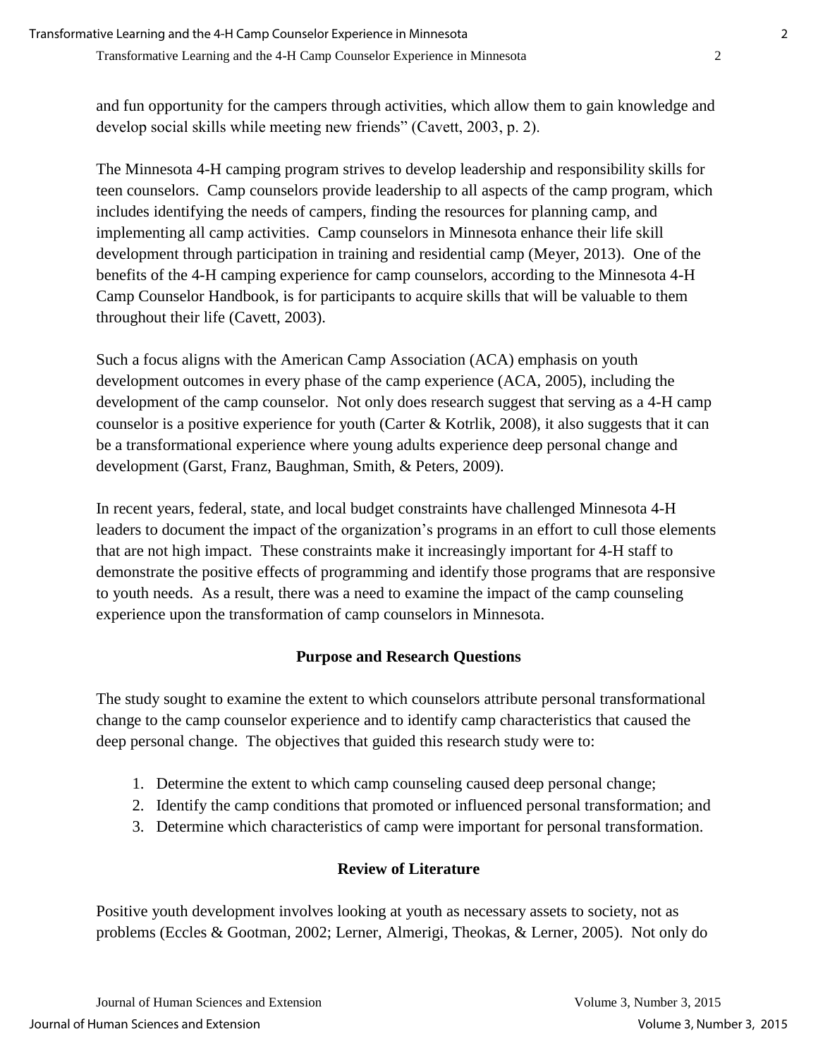and fun opportunity for the campers through activities, which allow them to gain knowledge and develop social skills while meeting new friends" (Cavett, 2003, p. 2).

The Minnesota 4-H camping program strives to develop leadership and responsibility skills for teen counselors. Camp counselors provide leadership to all aspects of the camp program, which includes identifying the needs of campers, finding the resources for planning camp, and implementing all camp activities. Camp counselors in Minnesota enhance their life skill development through participation in training and residential camp (Meyer, 2013). One of the benefits of the 4-H camping experience for camp counselors, according to the Minnesota 4-H Camp Counselor Handbook, is for participants to acquire skills that will be valuable to them throughout their life (Cavett, 2003).

Such a focus aligns with the American Camp Association (ACA) emphasis on youth development outcomes in every phase of the camp experience (ACA, 2005), including the development of the camp counselor. Not only does research suggest that serving as a 4-H camp counselor is a positive experience for youth (Carter & Kotrlik, 2008), it also suggests that it can be a transformational experience where young adults experience deep personal change and development (Garst, Franz, Baughman, Smith, & Peters, 2009).

In recent years, federal, state, and local budget constraints have challenged Minnesota 4-H leaders to document the impact of the organization's programs in an effort to cull those elements that are not high impact. These constraints make it increasingly important for 4-H staff to demonstrate the positive effects of programming and identify those programs that are responsive to youth needs. As a result, there was a need to examine the impact of the camp counseling experience upon the transformation of camp counselors in Minnesota.

## Purpose and Research Questions

The study sought to examine the extent to which counselors attribute personal transformational change to the camp counselor experience and to identify camp characteristics that caused the deep personal change. The objectives that guided this research study were to:

1. Determine the extent to which camp counseling caused deep personal change;
2. Identify the camp conditions that promoted or influenced personal transformation; and
3. Determine which characteristics of camp were important for personal transformation.

## Review of Literature

Positive youth development involves looking at youth as necessary assets to society, not as problems (Eccles & Gootman, 2002; Lerner, Almerigi, Theokas, & Lerner, 2005). Not only do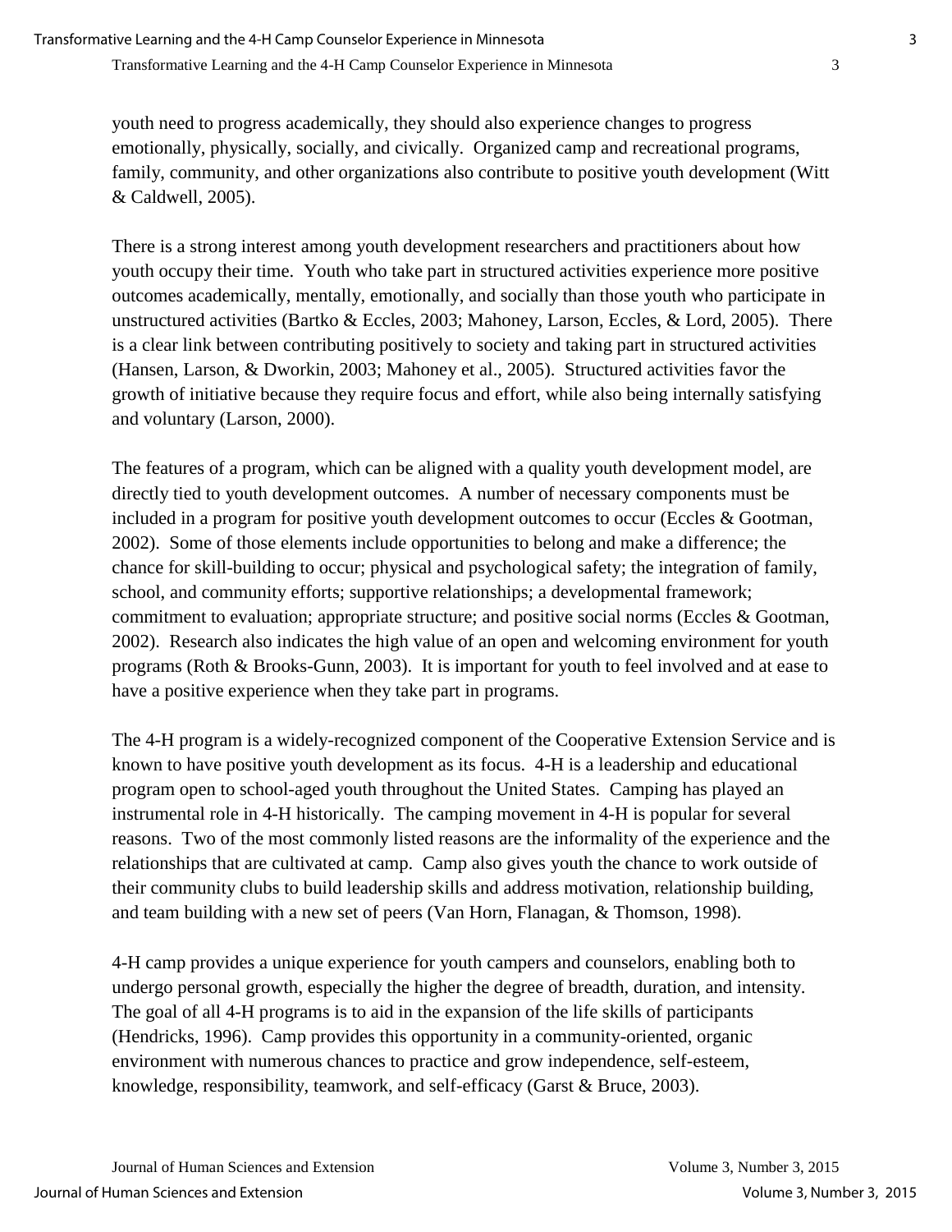youth need to progress academically, they should also experience changes to progress emotionally, physically, socially, and civically. Organized camp and recreational programs, family, community, and other organizations also contribute to positive youth development (Witt & Caldwell, 2005).

There is a strong interest among youth development researchers and practitioners about how youth occupy their time. Youth who take part in structured activities experience more positive outcomes academically, mentally, emotionally, and socially than those youth who participate in unstructured activities (Bartko & Eccles, 2003; Mahoney, Larson, Eccles, & Lord, 2005). There is a clear link between contributing positively to society and taking part in structured activities (Hansen, Larson, & Dworkin, 2003; Mahoney et al., 2005). Structured activities favor the growth of initiative because they require focus and effort, while also being internally satisfying and voluntary (Larson, 2000).

The features of a program, which can be aligned with a quality youth development model, are directly tied to youth development outcomes. A number of necessary components must be included in a program for positive youth development outcomes to occur (Eccles & Gootman, 2002). Some of those elements include opportunities to belong and make a difference; the chance for skill-building to occur; physical and psychological safety; the integration of family, school, and community efforts; supportive relationships; a developmental framework; commitment to evaluation; appropriate structure; and positive social norms (Eccles & Gootman, 2002). Research also indicates the high value of an open and welcoming environment for youth programs (Roth & Brooks-Gunn, 2003). It is important for youth to feel involved and at ease to have a positive experience when they take part in programs.

The 4-H program is a widely-recognized component of the Cooperative Extension Service and is known to have positive youth development as its focus. 4-H is a leadership and educational program open to school-aged youth throughout the United States. Camping has played an instrumental role in 4-H historically. The camping movement in 4-H is popular for several reasons. Two of the most commonly listed reasons are the informality of the experience and the relationships that are cultivated at camp. Camp also gives youth the chance to work outside of their community clubs to build leadership skills and address motivation, relationship building, and team building with a new set of peers (Van Horn, Flanagan, & Thomson, 1998).

4-H camp provides a unique experience for youth campers and counselors, enabling both to undergo personal growth, especially the higher the degree of breadth, duration, and intensity. The goal of all 4-H programs is to aid in the expansion of the life skills of participants (Hendricks, 1996). Camp provides this opportunity in a community-oriented, organic environment with numerous chances to practice and grow independence, self-esteem, knowledge, responsibility, teamwork, and self-efficacy (Garst & Bruce, 2003).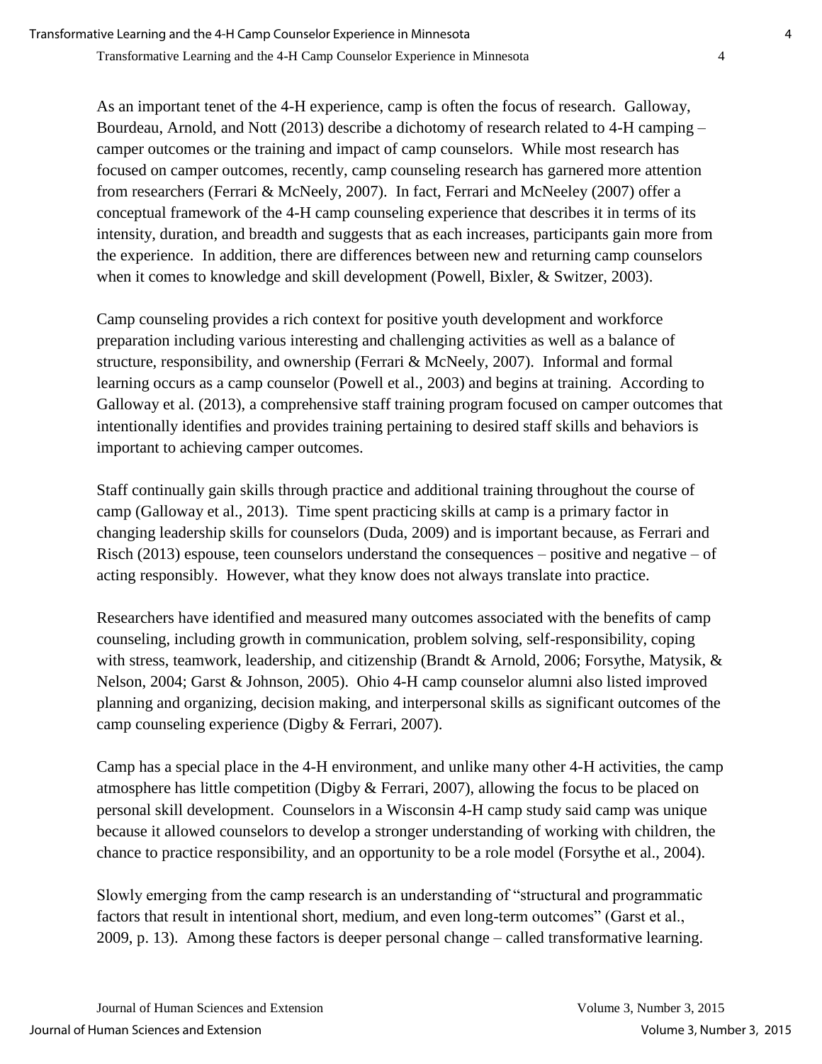As an important tenet of the 4-H experience, camp is often the focus of research. Galloway, Bourdeau, Arnold, and Nott (2013) describe a dichotomy of research related to 4-H camping – camper outcomes or the training and impact of camp counselors. While most research has focused on camper outcomes, recently, camp counseling research has garnered more attention from researchers (Ferrari & McNeely, 2007). In fact, Ferrari and McNeeley (2007) offer a conceptual framework of the 4-H camp counseling experience that describes it in terms of its intensity, duration, and breadth and suggests that as each increases, participants gain more from the experience. In addition, there are differences between new and returning camp counselors when it comes to knowledge and skill development (Powell, Bixler, & Switzer, 2003).

Camp counseling provides a rich context for positive youth development and workforce preparation including various interesting and challenging activities as well as a balance of structure, responsibility, and ownership (Ferrari & McNeely, 2007). Informal and formal learning occurs as a camp counselor (Powell et al., 2003) and begins at training. According to Galloway et al. (2013), a comprehensive staff training program focused on camper outcomes that intentionally identifies and provides training pertaining to desired staff skills and behaviors is important to achieving camper outcomes.

Staff continually gain skills through practice and additional training throughout the course of camp (Galloway et al., 2013). Time spent practicing skills at camp is a primary factor in changing leadership skills for counselors (Duda, 2009) and is important because, as Ferrari and Risch (2013) espouse, teen counselors understand the consequences – positive and negative – of acting responsibly. However, what they know does not always translate into practice.

Researchers have identified and measured many outcomes associated with the benefits of camp counseling, including growth in communication, problem solving, self-responsibility, coping with stress, teamwork, leadership, and citizenship (Brandt & Arnold, 2006; Forsythe, Matysik, & Nelson, 2004; Garst & Johnson, 2005). Ohio 4-H camp counselor alumni also listed improved planning and organizing, decision making, and interpersonal skills as significant outcomes of the camp counseling experience (Digby & Ferrari, 2007).

Camp has a special place in the 4-H environment, and unlike many other 4-H activities, the camp atmosphere has little competition (Digby & Ferrari, 2007), allowing the focus to be placed on personal skill development. Counselors in a Wisconsin 4-H camp study said camp was unique because it allowed counselors to develop a stronger understanding of working with children, the chance to practice responsibility, and an opportunity to be a role model (Forsythe et al., 2004).

Slowly emerging from the camp research is an understanding of "structural and programmatic factors that result in intentional short, medium, and even long-term outcomes" (Garst et al., 2009, p. 13). Among these factors is deeper personal change – called transformative learning.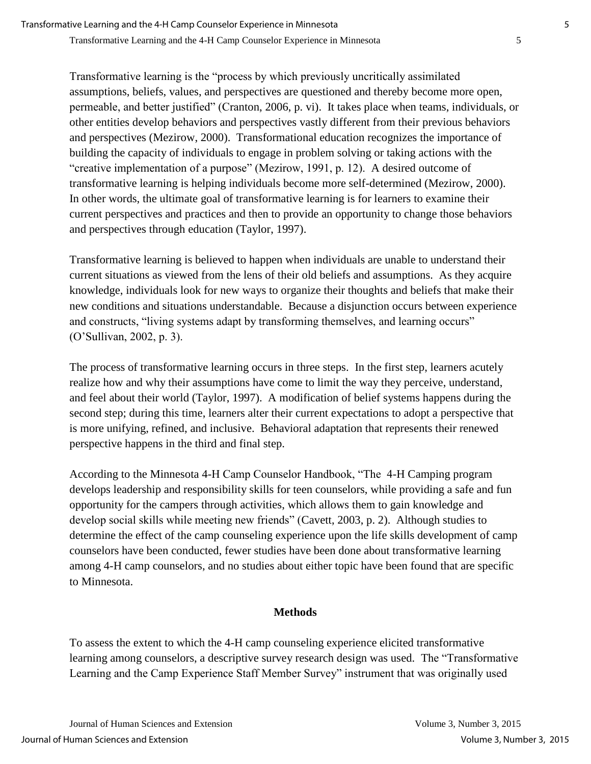Transformative learning is the "process by which previously uncritically assimilated assumptions, beliefs, values, and perspectives are questioned and thereby become more open, permeable, and better justified" (Cranton, 2006, p. vi). It takes place when teams, individuals, or other entities develop behaviors and perspectives vastly different from their previous behaviors and perspectives (Mezirow, 2000). Transformational education recognizes the importance of building the capacity of individuals to engage in problem solving or taking actions with the "creative implementation of a purpose" (Mezirow, 1991, p. 12). A desired outcome of transformative learning is helping individuals become more self-determined (Mezirow, 2000). In other words, the ultimate goal of transformative learning is for learners to examine their current perspectives and practices and then to provide an opportunity to change those behaviors and perspectives through education (Taylor, 1997).

Transformative learning is believed to happen when individuals are unable to understand their current situations as viewed from the lens of their old beliefs and assumptions. As they acquire knowledge, individuals look for new ways to organize their thoughts and beliefs that make their new conditions and situations understandable. Because a disjunction occurs between experience and constructs, "living systems adapt by transforming themselves, and learning occurs" (O'Sullivan, 2002, p. 3).

The process of transformative learning occurs in three steps. In the first step, learners acutely realize how and why their assumptions have come to limit the way they perceive, understand, and feel about their world (Taylor, 1997). A modification of belief systems happens during the second step; during this time, learners alter their current expectations to adopt a perspective that is more unifying, refined, and inclusive. Behavioral adaptation that represents their renewed perspective happens in the third and final step.

According to the Minnesota 4-H Camp Counselor Handbook, "The 4-H Camping program develops leadership and responsibility skills for teen counselors, while providing a safe and fun opportunity for the campers through activities, which allows them to gain knowledge and develop social skills while meeting new friends" (Cavett, 2003, p. 2). Although studies to determine the effect of the camp counseling experience upon the life skills development of camp counselors have been conducted, fewer studies have been done about transformative learning among 4-H camp counselors, and no studies about either topic have been found that are specific to Minnesota.

## Methods

To assess the extent to which the 4-H camp counseling experience elicited transformative learning among counselors, a descriptive survey research design was used. The "Transformative Learning and the Camp Experience Staff Member Survey" instrument that was originally used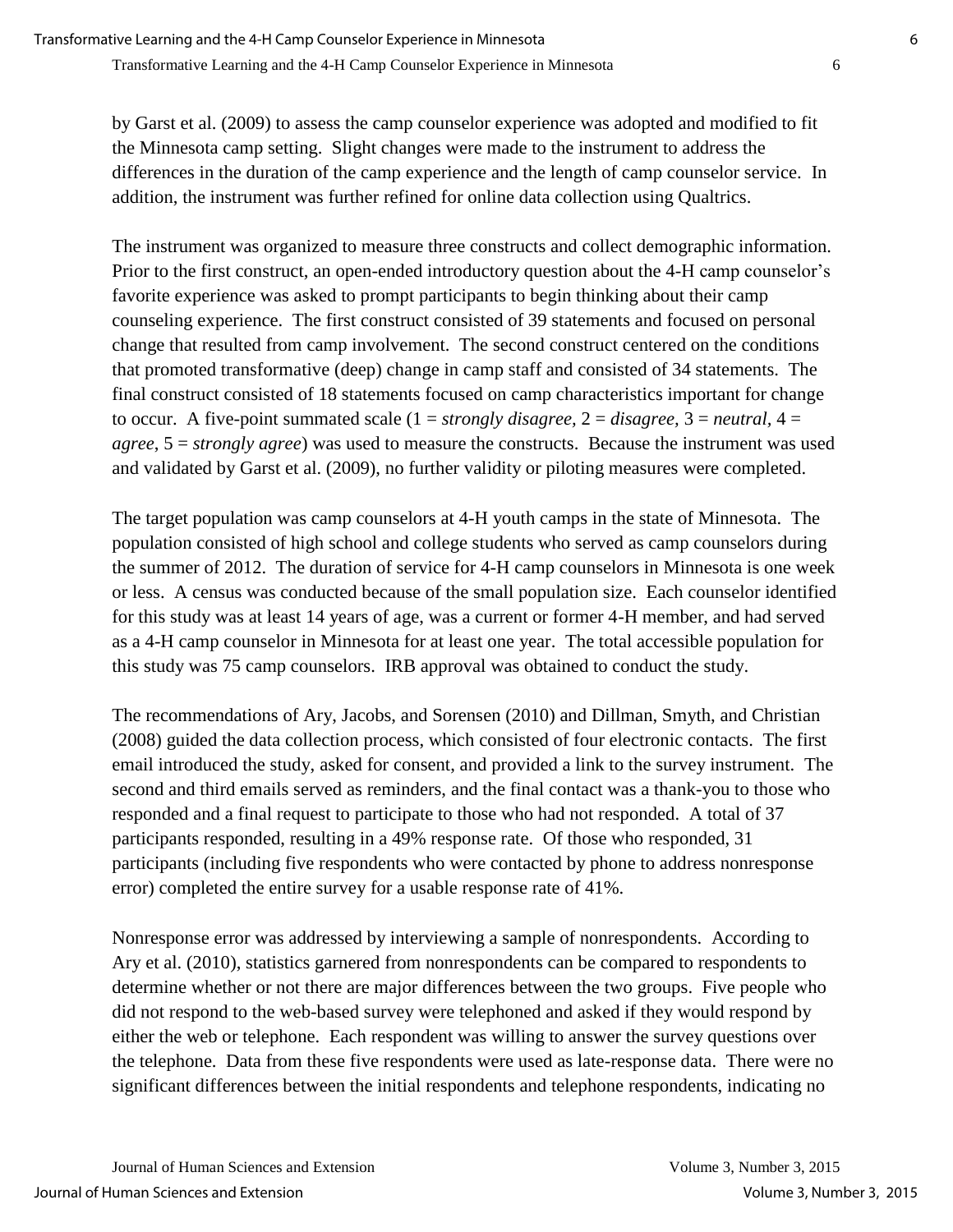by Garst et al. (2009) to assess the camp counselor experience was adopted and modified to fit the Minnesota camp setting. Slight changes were made to the instrument to address the differences in the duration of the camp experience and the length of camp counselor service. In addition, the instrument was further refined for online data collection using Qualtrics.

The instrument was organized to measure three constructs and collect demographic information. Prior to the first construct, an open-ended introductory question about the 4-H camp counselor's favorite experience was asked to prompt participants to begin thinking about their camp counseling experience. The first construct consisted of 39 statements and focused on personal change that resulted from camp involvement. The second construct centered on the conditions that promoted transformative (deep) change in camp staff and consisted of 34 statements. The final construct consisted of 18 statements focused on camp characteristics important for change to occur. A five-point summated scale (1 = *strongly disagree*, 2 = *disagree*, 3 = *neutral*, 4 = *agree*, 5 = *strongly agree*) was used to measure the constructs. Because the instrument was used and validated by Garst et al. (2009), no further validity or piloting measures were completed.

The target population was camp counselors at 4-H youth camps in the state of Minnesota. The population consisted of high school and college students who served as camp counselors during the summer of 2012. The duration of service for 4-H camp counselors in Minnesota is one week or less. A census was conducted because of the small population size. Each counselor identified for this study was at least 14 years of age, was a current or former 4-H member, and had served as a 4-H camp counselor in Minnesota for at least one year. The total accessible population for this study was 75 camp counselors. IRB approval was obtained to conduct the study.

The recommendations of Ary, Jacobs, and Sorensen (2010) and Dillman, Smyth, and Christian (2008) guided the data collection process, which consisted of four electronic contacts. The first email introduced the study, asked for consent, and provided a link to the survey instrument. The second and third emails served as reminders, and the final contact was a thank-you to those who responded and a final request to participate to those who had not responded. A total of 37 participants responded, resulting in a 49% response rate. Of those who responded, 31 participants (including five respondents who were contacted by phone to address nonresponse error) completed the entire survey for a usable response rate of 41%.

Nonresponse error was addressed by interviewing a sample of nonrespondents. According to Ary et al. (2010), statistics garnered from nonrespondents can be compared to respondents to determine whether or not there are major differences between the two groups. Five people who did not respond to the web-based survey were telephoned and asked if they would respond by either the web or telephone. Each respondent was willing to answer the survey questions over the telephone. Data from these five respondents were used as late-response data. There were no significant differences between the initial respondents and telephone respondents, indicating no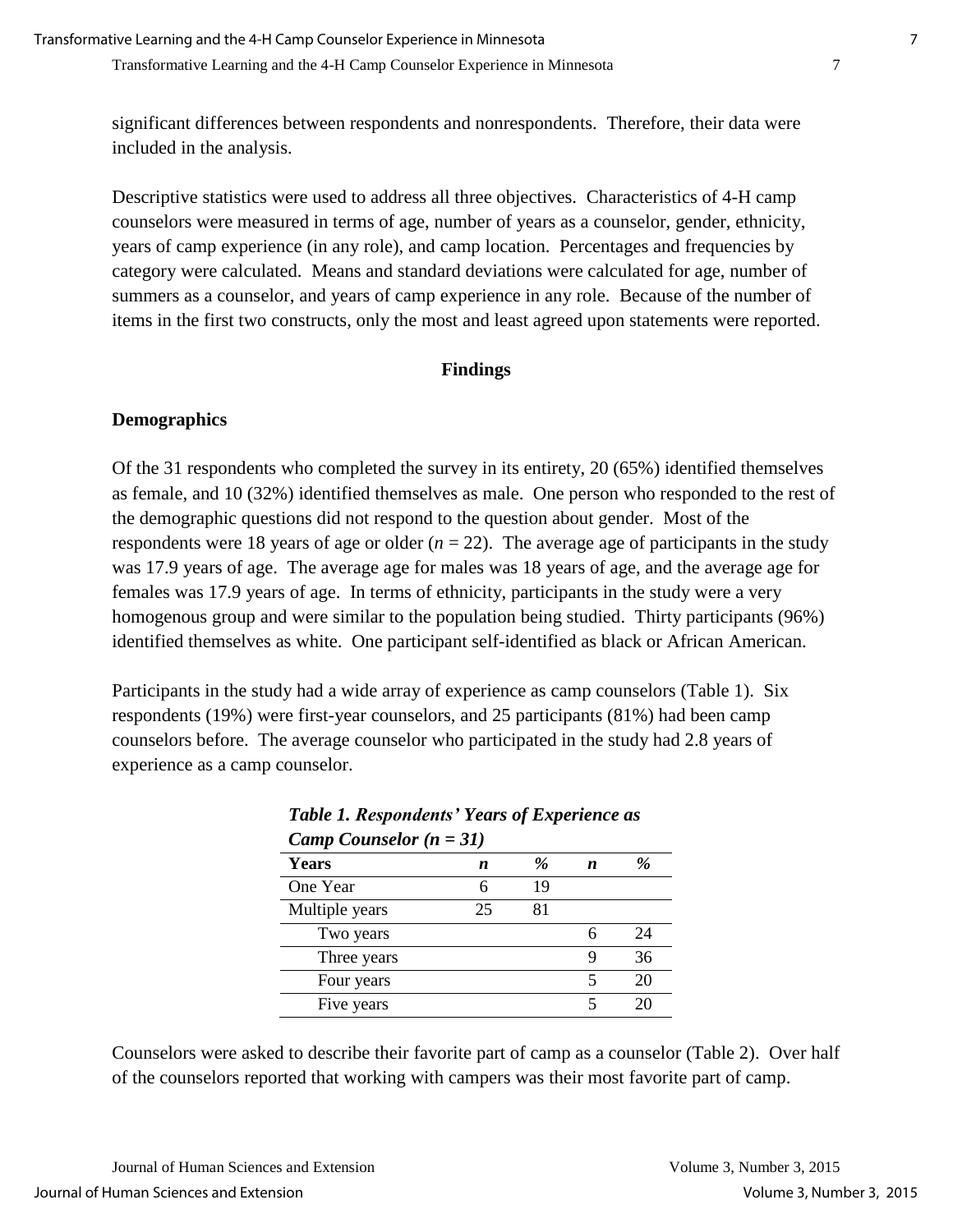significant differences between respondents and nonrespondents. Therefore, their data were included in the analysis.

Descriptive statistics were used to address all three objectives. Characteristics of 4-H camp counselors were measured in terms of age, number of years as a counselor, gender, ethnicity, years of camp experience (in any role), and camp location. Percentages and frequencies by category were calculated. Means and standard deviations were calculated for age, number of summers as a counselor, and years of camp experience in any role. Because of the number of items in the first two constructs, only the most and least agreed upon statements were reported.

## Findings

### Demographics

Of the 31 respondents who completed the survey in its entirety, 20 (65%) identified themselves as female, and 10 (32%) identified themselves as male. One person who responded to the rest of the demographic questions did not respond to the question about gender. Most of the respondents were 18 years of age or older ($n = 22$). The average age of participants in the study was 17.9 years of age. The average age for males was 18 years of age, and the average age for females was 17.9 years of age. In terms of ethnicity, participants in the study were a very homogenous group and were similar to the population being studied. Thirty participants (96%) identified themselves as white. One participant self-identified as black or African American.

Participants in the study had a wide array of experience as camp counselors (Table 1). Six respondents (19%) were first-year counselors, and 25 participants (81%) had been camp counselors before. The average counselor who participated in the study had 2.8 years of experience as a camp counselor.

***Table 1. Respondents' Years of Experience as Camp Counselor ($n = 31$)***

| Years | *n* | % | *n* | % |
|---|---|---|---|---|
| One Year | 6 | 19 | | |
| Multiple years | 25 | 81 | | |
| Two years | | | 6 | 24 |
| Three years | | | 9 | 36 |
| Four years | | | 5 | 20 |
| Five years | | | 5 | 20 |

Counselors were asked to describe their favorite part of camp as a counselor (Table 2). Over half of the counselors reported that working with campers was their most favorite part of camp.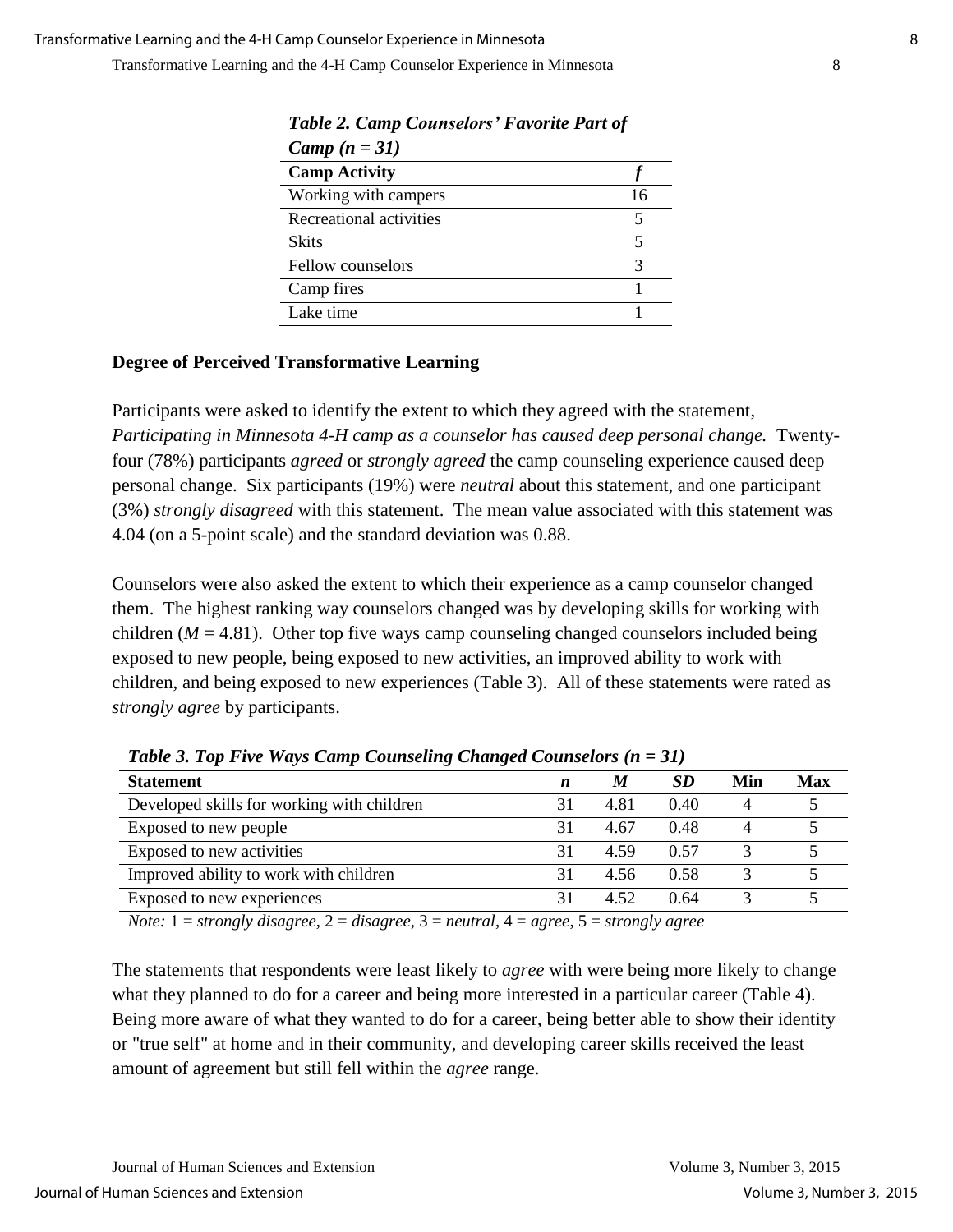*Table 2. Camp Counselors' Favorite Part of Camp (n = 31)*

| Camp Activity | *f* |
|---|---|
| Working with campers | 16 |
| Recreational activities | 5 |
| Skits | 5 |
| Fellow counselors | 3 |
| Camp fires | 1 |
| Lake time | 1 |

**Degree of Perceived Transformative Learning**

Participants were asked to identify the extent to which they agreed with the statement, *Participating in Minnesota 4-H camp as a counselor has caused deep personal change.* Twenty-four (78%) participants *agreed* or *strongly agreed* the camp counseling experience caused deep personal change. Six participants (19%) were *neutral* about this statement, and one participant (3%) *strongly disagreed* with this statement. The mean value associated with this statement was 4.04 (on a 5-point scale) and the standard deviation was 0.88.

Counselors were also asked the extent to which their experience as a camp counselor changed them. The highest ranking way counselors changed was by developing skills for working with children ($M = 4.81$). Other top five ways camp counseling changed counselors included being exposed to new people, being exposed to new activities, an improved ability to work with children, and being exposed to new experiences (Table 3). All of these statements were rated as *strongly agree* by participants.

*Table 3. Top Five Ways Camp Counseling Changed Counselors (n = 31)*

| Statement | *n* | *M* | *SD* | Min | Max |
|---|---|---|---|---|---|
| Developed skills for working with children | 31 | 4.81 | 0.40 | 4 | 5 |
| Exposed to new people | 31 | 4.67 | 0.48 | 4 | 5 |
| Exposed to new activities | 31 | 4.59 | 0.57 | 3 | 5 |
| Improved ability to work with children | 31 | 4.56 | 0.58 | 3 | 5 |
| Exposed to new experiences | 31 | 4.52 | 0.64 | 3 | 5 |

*Note:* 1 = *strongly disagree*, 2 = *disagree*, 3 = *neutral*, 4 = *agree*, 5 = *strongly agree*

The statements that respondents were least likely to *agree* with were being more likely to change what they planned to do for a career and being more interested in a particular career (Table 4). Being more aware of what they wanted to do for a career, being better able to show their identity or "true self" at home and in their community, and developing career skills received the least amount of agreement but still fell within the *agree* range.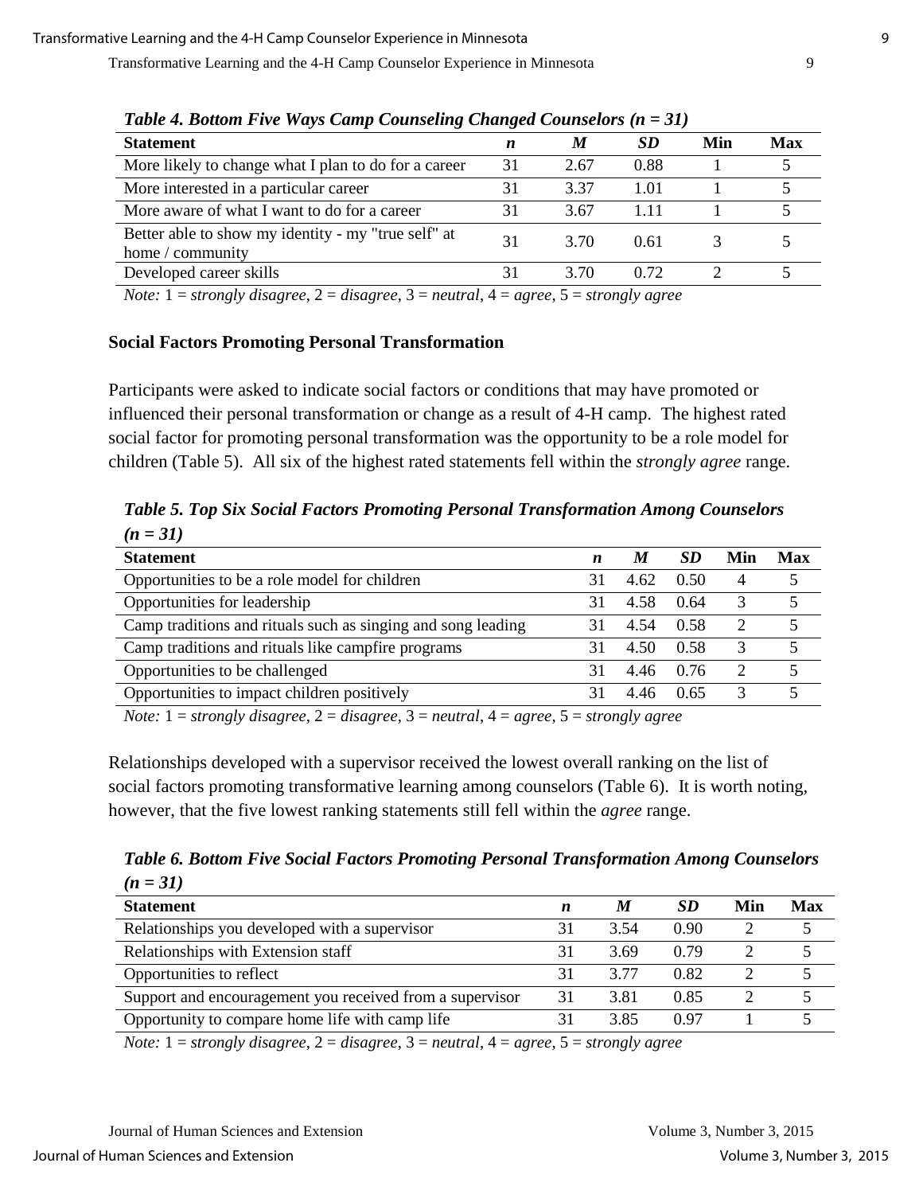*Table 4. Bottom Five Ways Camp Counseling Changed Counselors (n = 31)*

| Statement | *n* | *M* | *SD* | Min | Max |
|---|---|---|---|---|---|
| More likely to change what I plan to do for a career | 31 | 2.67 | 0.88 | 1 | 5 |
| More interested in a particular career | 31 | 3.37 | 1.01 | 1 | 5 |
| More aware of what I want to do for a career | 31 | 3.67 | 1.11 | 1 | 5 |
| Better able to show my identity - my "true self" at home / community | 31 | 3.70 | 0.61 | 3 | 5 |
| Developed career skills | 31 | 3.70 | 0.72 | 2 | 5 |

*Note:* 1 = *strongly disagree*, 2 = *disagree*, 3 = *neutral*, 4 = *agree*, 5 = *strongly agree*

**Social Factors Promoting Personal Transformation**

Participants were asked to indicate social factors or conditions that may have promoted or influenced their personal transformation or change as a result of 4-H camp. The highest rated social factor for promoting personal transformation was the opportunity to be a role model for children (Table 5). All six of the highest rated statements fell within the *strongly agree* range.

*Table 5. Top Six Social Factors Promoting Personal Transformation Among Counselors (n = 31)*

| Statement | *n* | *M* | *SD* | Min | Max |
|---|---|---|---|---|---|
| Opportunities to be a role model for children | 31 | 4.62 | 0.50 | 4 | 5 |
| Opportunities for leadership | 31 | 4.58 | 0.64 | 3 | 5 |
| Camp traditions and rituals such as singing and song leading | 31 | 4.54 | 0.58 | 2 | 5 |
| Camp traditions and rituals like campfire programs | 31 | 4.50 | 0.58 | 3 | 5 |
| Opportunities to be challenged | 31 | 4.46 | 0.76 | 2 | 5 |
| Opportunities to impact children positively | 31 | 4.46 | 0.65 | 3 | 5 |

*Note:* 1 = *strongly disagree*, 2 = *disagree*, 3 = *neutral*, 4 = *agree*, 5 = *strongly agree*

Relationships developed with a supervisor received the lowest overall ranking on the list of social factors promoting transformative learning among counselors (Table 6). It is worth noting, however, that the five lowest ranking statements still fell within the *agree* range.

*Table 6. Bottom Five Social Factors Promoting Personal Transformation Among Counselors (n = 31)*

| Statement | *n* | *M* | *SD* | Min | Max |
|---|---|---|---|---|---|
| Relationships you developed with a supervisor | 31 | 3.54 | 0.90 | 2 | 5 |
| Relationships with Extension staff | 31 | 3.69 | 0.79 | 2 | 5 |
| Opportunities to reflect | 31 | 3.77 | 0.82 | 2 | 5 |
| Support and encouragement you received from a supervisor | 31 | 3.81 | 0.85 | 2 | 5 |
| Opportunity to compare home life with camp life | 31 | 3.85 | 0.97 | 1 | 5 |

*Note:* 1 = *strongly disagree*, 2 = *disagree*, 3 = *neutral*, 4 = *agree*, 5 = *strongly agree*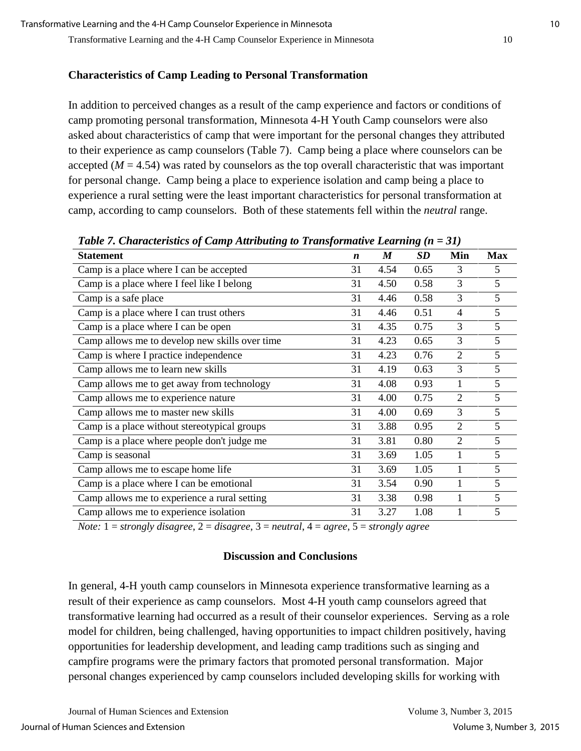### Characteristics of Camp Leading to Personal Transformation

In addition to perceived changes as a result of the camp experience and factors or conditions of camp promoting personal transformation, Minnesota 4-H Youth Camp counselors were also asked about characteristics of camp that were important for the personal changes they attributed to their experience as camp counselors (Table 7). Camp being a place where counselors can be accepted ($M$ = 4.54) was rated by counselors as the top overall characteristic that was important for personal change. Camp being a place to experience isolation and camp being a place to experience a rural setting were the least important characteristics for personal transformation at camp, according to camp counselors. Both of these statements fell within the *neutral* range.

***Table 7. Characteristics of Camp Attributing to Transformative Learning (n = 31)***

| Statement | *n* | *M* | *SD* | Min | Max |
|---|---|---|---|---|---|
| Camp is a place where I can be accepted | 31 | 4.54 | 0.65 | 3 | 5 |
| Camp is a place where I feel like I belong | 31 | 4.50 | 0.58 | 3 | 5 |
| Camp is a safe place | 31 | 4.46 | 0.58 | 3 | 5 |
| Camp is a place where I can trust others | 31 | 4.46 | 0.51 | 4 | 5 |
| Camp is a place where I can be open | 31 | 4.35 | 0.75 | 3 | 5 |
| Camp allows me to develop new skills over time | 31 | 4.23 | 0.65 | 3 | 5 |
| Camp is where I practice independence | 31 | 4.23 | 0.76 | 2 | 5 |
| Camp allows me to learn new skills | 31 | 4.19 | 0.63 | 3 | 5 |
| Camp allows me to get away from technology | 31 | 4.08 | 0.93 | 1 | 5 |
| Camp allows me to experience nature | 31 | 4.00 | 0.75 | 2 | 5 |
| Camp allows me to master new skills | 31 | 4.00 | 0.69 | 3 | 5 |
| Camp is a place without stereotypical groups | 31 | 3.88 | 0.95 | 2 | 5 |
| Camp is a place where people don't judge me | 31 | 3.81 | 0.80 | 2 | 5 |
| Camp is seasonal | 31 | 3.69 | 1.05 | 1 | 5 |
| Camp allows me to escape home life | 31 | 3.69 | 1.05 | 1 | 5 |
| Camp is a place where I can be emotional | 31 | 3.54 | 0.90 | 1 | 5 |
| Camp allows me to experience a rural setting | 31 | 3.38 | 0.98 | 1 | 5 |
| Camp allows me to experience isolation | 31 | 3.27 | 1.08 | 1 | 5 |

*Note:* 1 = *strongly disagree*, 2 = *disagree*, 3 = *neutral*, 4 = *agree*, 5 = *strongly agree*

## Discussion and Conclusions

In general, 4-H youth camp counselors in Minnesota experience transformative learning as a result of their experience as camp counselors. Most 4-H youth camp counselors agreed that transformative learning had occurred as a result of their counselor experiences. Serving as a role model for children, being challenged, having opportunities to impact children positively, having opportunities for leadership development, and leading camp traditions such as singing and campfire programs were the primary factors that promoted personal transformation. Major personal changes experienced by camp counselors included developing skills for working with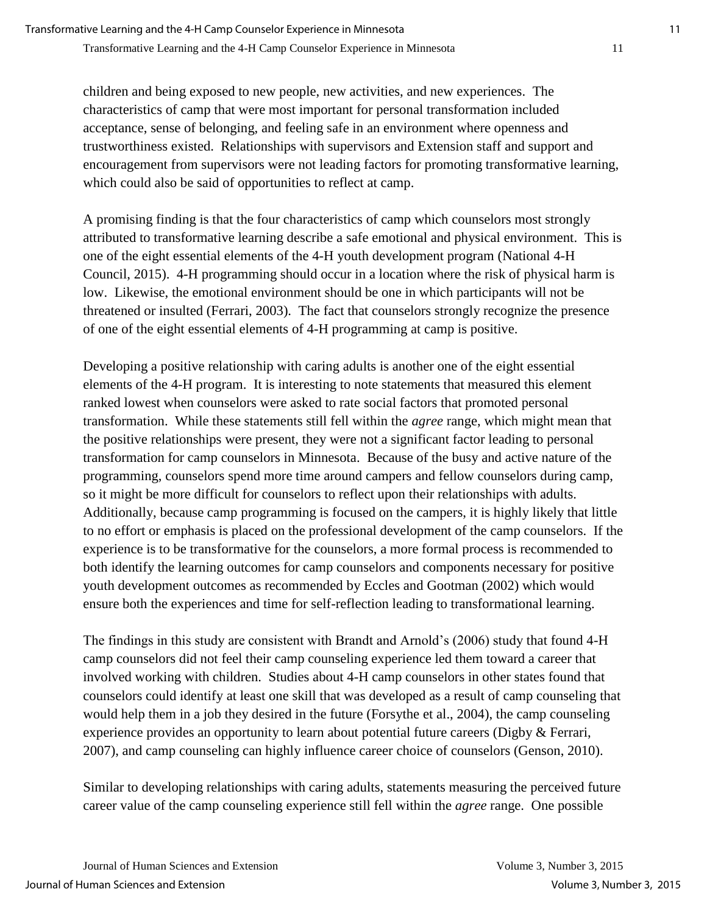children and being exposed to new people, new activities, and new experiences. The characteristics of camp that were most important for personal transformation included acceptance, sense of belonging, and feeling safe in an environment where openness and trustworthiness existed. Relationships with supervisors and Extension staff and support and encouragement from supervisors were not leading factors for promoting transformative learning, which could also be said of opportunities to reflect at camp.

A promising finding is that the four characteristics of camp which counselors most strongly attributed to transformative learning describe a safe emotional and physical environment. This is one of the eight essential elements of the 4-H youth development program (National 4-H Council, 2015). 4-H programming should occur in a location where the risk of physical harm is low. Likewise, the emotional environment should be one in which participants will not be threatened or insulted (Ferrari, 2003). The fact that counselors strongly recognize the presence of one of the eight essential elements of 4-H programming at camp is positive.

Developing a positive relationship with caring adults is another one of the eight essential elements of the 4-H program. It is interesting to note statements that measured this element ranked lowest when counselors were asked to rate social factors that promoted personal transformation. While these statements still fell within the *agree* range, which might mean that the positive relationships were present, they were not a significant factor leading to personal transformation for camp counselors in Minnesota. Because of the busy and active nature of the programming, counselors spend more time around campers and fellow counselors during camp, so it might be more difficult for counselors to reflect upon their relationships with adults. Additionally, because camp programming is focused on the campers, it is highly likely that little to no effort or emphasis is placed on the professional development of the camp counselors. If the experience is to be transformative for the counselors, a more formal process is recommended to both identify the learning outcomes for camp counselors and components necessary for positive youth development outcomes as recommended by Eccles and Gootman (2002) which would ensure both the experiences and time for self-reflection leading to transformational learning.

The findings in this study are consistent with Brandt and Arnold's (2006) study that found 4-H camp counselors did not feel their camp counseling experience led them toward a career that involved working with children. Studies about 4-H camp counselors in other states found that counselors could identify at least one skill that was developed as a result of camp counseling that would help them in a job they desired in the future (Forsythe et al., 2004), the camp counseling experience provides an opportunity to learn about potential future careers (Digby & Ferrari, 2007), and camp counseling can highly influence career choice of counselors (Genson, 2010).

Similar to developing relationships with caring adults, statements measuring the perceived future career value of the camp counseling experience still fell within the *agree* range. One possible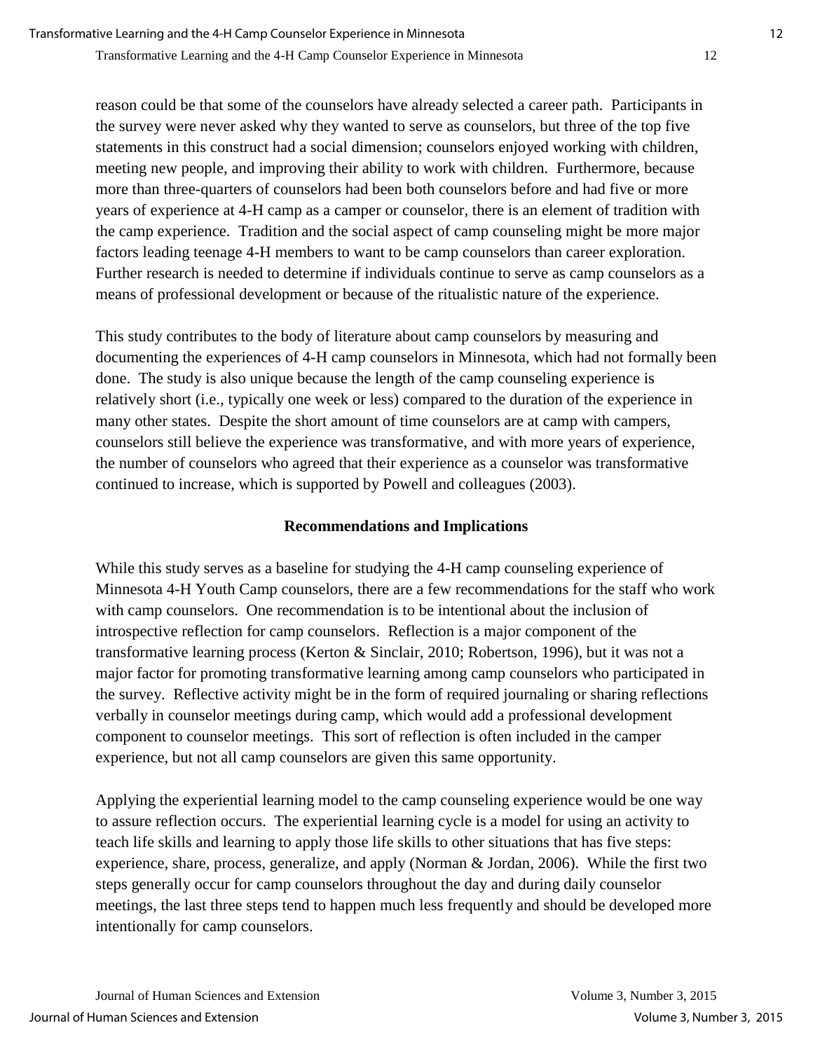reason could be that some of the counselors have already selected a career path. Participants in the survey were never asked why they wanted to serve as counselors, but three of the top five statements in this construct had a social dimension; counselors enjoyed working with children, meeting new people, and improving their ability to work with children. Furthermore, because more than three-quarters of counselors had been both counselors before and had five or more years of experience at 4-H camp as a camper or counselor, there is an element of tradition with the camp experience. Tradition and the social aspect of camp counseling might be more major factors leading teenage 4-H members to want to be camp counselors than career exploration. Further research is needed to determine if individuals continue to serve as camp counselors as a means of professional development or because of the ritualistic nature of the experience.

This study contributes to the body of literature about camp counselors by measuring and documenting the experiences of 4-H camp counselors in Minnesota, which had not formally been done. The study is also unique because the length of the camp counseling experience is relatively short (i.e., typically one week or less) compared to the duration of the experience in many other states. Despite the short amount of time counselors are at camp with campers, counselors still believe the experience was transformative, and with more years of experience, the number of counselors who agreed that their experience as a counselor was transformative continued to increase, which is supported by Powell and colleagues (2003).

## Recommendations and Implications

While this study serves as a baseline for studying the 4-H camp counseling experience of Minnesota 4-H Youth Camp counselors, there are a few recommendations for the staff who work with camp counselors. One recommendation is to be intentional about the inclusion of introspective reflection for camp counselors. Reflection is a major component of the transformative learning process (Kerton & Sinclair, 2010; Robertson, 1996), but it was not a major factor for promoting transformative learning among camp counselors who participated in the survey. Reflective activity might be in the form of required journaling or sharing reflections verbally in counselor meetings during camp, which would add a professional development component to counselor meetings. This sort of reflection is often included in the camper experience, but not all camp counselors are given this same opportunity.

Applying the experiential learning model to the camp counseling experience would be one way to assure reflection occurs. The experiential learning cycle is a model for using an activity to teach life skills and learning to apply those life skills to other situations that has five steps: experience, share, process, generalize, and apply (Norman & Jordan, 2006). While the first two steps generally occur for camp counselors throughout the day and during daily counselor meetings, the last three steps tend to happen much less frequently and should be developed more intentionally for camp counselors.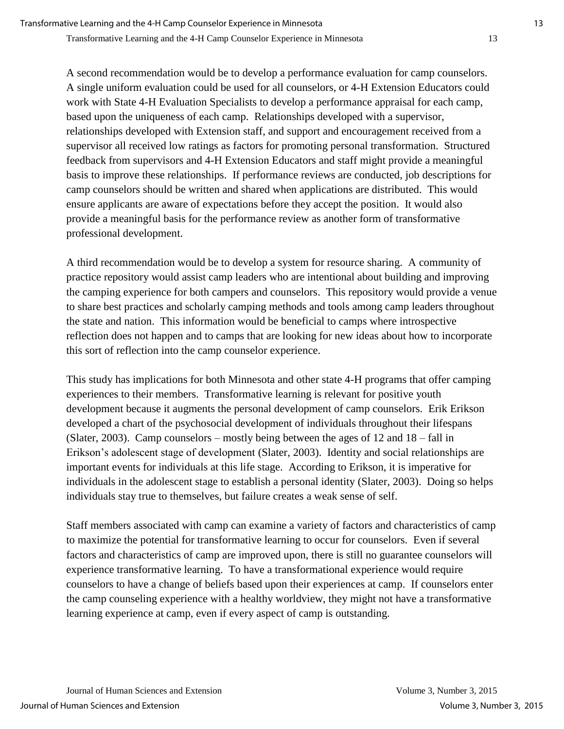A second recommendation would be to develop a performance evaluation for camp counselors. A single uniform evaluation could be used for all counselors, or 4-H Extension Educators could work with State 4-H Evaluation Specialists to develop a performance appraisal for each camp, based upon the uniqueness of each camp. Relationships developed with a supervisor, relationships developed with Extension staff, and support and encouragement received from a supervisor all received low ratings as factors for promoting personal transformation. Structured feedback from supervisors and 4-H Extension Educators and staff might provide a meaningful basis to improve these relationships. If performance reviews are conducted, job descriptions for camp counselors should be written and shared when applications are distributed. This would ensure applicants are aware of expectations before they accept the position. It would also provide a meaningful basis for the performance review as another form of transformative professional development.

A third recommendation would be to develop a system for resource sharing. A community of practice repository would assist camp leaders who are intentional about building and improving the camping experience for both campers and counselors. This repository would provide a venue to share best practices and scholarly camping methods and tools among camp leaders throughout the state and nation. This information would be beneficial to camps where introspective reflection does not happen and to camps that are looking for new ideas about how to incorporate this sort of reflection into the camp counselor experience.

This study has implications for both Minnesota and other state 4-H programs that offer camping experiences to their members. Transformative learning is relevant for positive youth development because it augments the personal development of camp counselors. Erik Erikson developed a chart of the psychosocial development of individuals throughout their lifespans (Slater, 2003). Camp counselors – mostly being between the ages of 12 and 18 – fall in Erikson's adolescent stage of development (Slater, 2003). Identity and social relationships are important events for individuals at this life stage. According to Erikson, it is imperative for individuals in the adolescent stage to establish a personal identity (Slater, 2003). Doing so helps individuals stay true to themselves, but failure creates a weak sense of self.

Staff members associated with camp can examine a variety of factors and characteristics of camp to maximize the potential for transformative learning to occur for counselors. Even if several factors and characteristics of camp are improved upon, there is still no guarantee counselors will experience transformative learning. To have a transformational experience would require counselors to have a change of beliefs based upon their experiences at camp. If counselors enter the camp counseling experience with a healthy worldview, they might not have a transformative learning experience at camp, even if every aspect of camp is outstanding.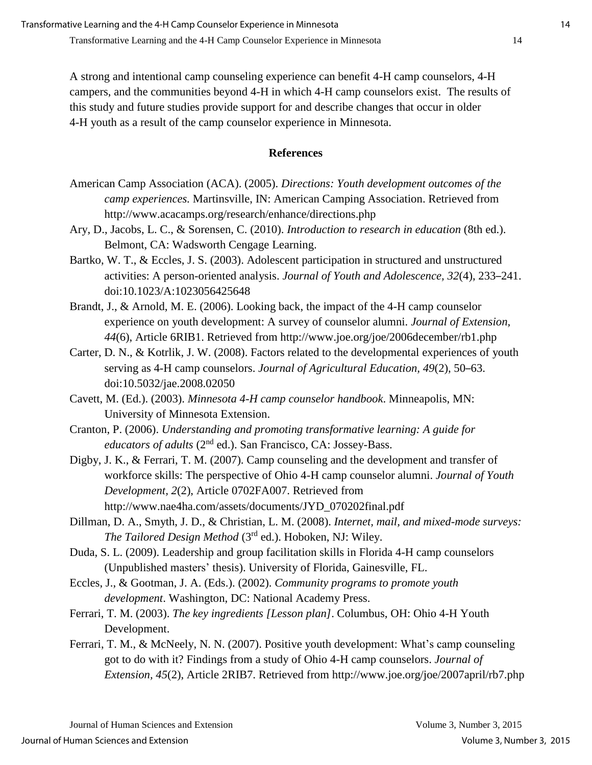A strong and intentional camp counseling experience can benefit 4-H camp counselors, 4-H campers, and the communities beyond 4-H in which 4-H camp counselors exist. The results of this study and future studies provide support for and describe changes that occur in older 4-H youth as a result of the camp counselor experience in Minnesota.

## References

American Camp Association (ACA). (2005). *Directions: Youth development outcomes of the camp experiences.* Martinsville, IN: American Camping Association. Retrieved from http://www.acacamps.org/research/enhance/directions.php

Ary, D., Jacobs, L. C., & Sorensen, C. (2010). *Introduction to research in education* (8th ed.). Belmont, CA: Wadsworth Cengage Learning.

Bartko, W. T., & Eccles, J. S. (2003). Adolescent participation in structured and unstructured activities: A person-oriented analysis. *Journal of Youth and Adolescence, 32*(4), 233–241. doi:10.1023/A:1023056425648

Brandt, J., & Arnold, M. E. (2006). Looking back, the impact of the 4-H camp counselor experience on youth development: A survey of counselor alumni. *Journal of Extension, 44*(6), Article 6RIB1. Retrieved from http://www.joe.org/joe/2006december/rb1.php

Carter, D. N., & Kotrlik, J. W. (2008). Factors related to the developmental experiences of youth serving as 4-H camp counselors. *Journal of Agricultural Education, 49*(2), 50–63. doi:10.5032/jae.2008.02050

Cavett, M. (Ed.). (2003). *Minnesota 4-H camp counselor handbook*. Minneapolis, MN: University of Minnesota Extension.

Cranton, P. (2006). *Understanding and promoting transformative learning: A guide for educators of adults* (2nd ed.). San Francisco, CA: Jossey-Bass.

Digby, J. K., & Ferrari, T. M. (2007). Camp counseling and the development and transfer of workforce skills: The perspective of Ohio 4-H camp counselor alumni. *Journal of Youth Development, 2*(2), Article 0702FA007. Retrieved from http://www.nae4ha.com/assets/documents/JYD_070202final.pdf

Dillman, D. A., Smyth, J. D., & Christian, L. M. (2008). *Internet, mail, and mixed-mode surveys: The Tailored Design Method* (3rd ed.). Hoboken, NJ: Wiley.

Duda, S. L. (2009). Leadership and group facilitation skills in Florida 4-H camp counselors (Unpublished masters' thesis). University of Florida, Gainesville, FL.

Eccles, J., & Gootman, J. A. (Eds.). (2002). *Community programs to promote youth development*. Washington, DC: National Academy Press.

Ferrari, T. M. (2003). *The key ingredients [Lesson plan]*. Columbus, OH: Ohio 4-H Youth Development.

Ferrari, T. M., & McNeely, N. N. (2007). Positive youth development: What's camp counseling got to do with it? Findings from a study of Ohio 4-H camp counselors. *Journal of Extension, 45*(2), Article 2RIB7. Retrieved from http://www.joe.org/joe/2007april/rb7.php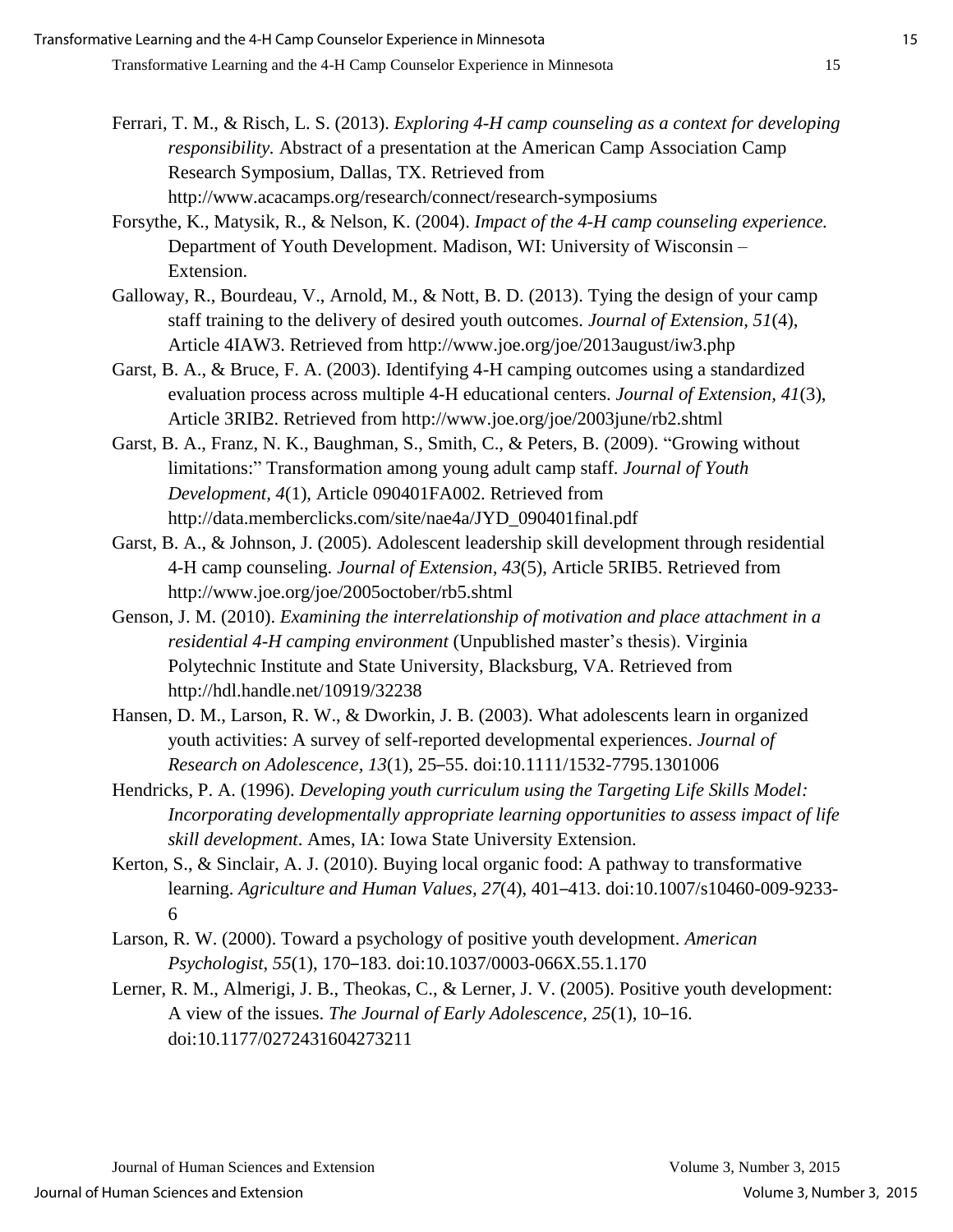Ferrari, T. M., & Risch, L. S. (2013). *Exploring 4-H camp counseling as a context for developing responsibility.* Abstract of a presentation at the American Camp Association Camp Research Symposium, Dallas, TX. Retrieved from http://www.acacamps.org/research/connect/research-symposiums

Forsythe, K., Matysik, R., & Nelson, K. (2004). *Impact of the 4-H camp counseling experience.* Department of Youth Development. Madison, WI: University of Wisconsin – Extension.

Galloway, R., Bourdeau, V., Arnold, M., & Nott, B. D. (2013). Tying the design of your camp staff training to the delivery of desired youth outcomes. *Journal of Extension, 51*(4), Article 4IAW3. Retrieved from http://www.joe.org/joe/2013august/iw3.php

Garst, B. A., & Bruce, F. A. (2003). Identifying 4-H camping outcomes using a standardized evaluation process across multiple 4-H educational centers. *Journal of Extension, 41*(3), Article 3RIB2. Retrieved from http://www.joe.org/joe/2003june/rb2.shtml

Garst, B. A., Franz, N. K., Baughman, S., Smith, C., & Peters, B. (2009). "Growing without limitations:" Transformation among young adult camp staff. *Journal of Youth Development, 4*(1), Article 090401FA002. Retrieved from http://data.memberclicks.com/site/nae4a/JYD_090401final.pdf

Garst, B. A., & Johnson, J. (2005). Adolescent leadership skill development through residential 4-H camp counseling. *Journal of Extension, 43*(5), Article 5RIB5. Retrieved from http://www.joe.org/joe/2005october/rb5.shtml

Genson, J. M. (2010). *Examining the interrelationship of motivation and place attachment in a residential 4-H camping environment* (Unpublished master's thesis). Virginia Polytechnic Institute and State University, Blacksburg, VA. Retrieved from http://hdl.handle.net/10919/32238

Hansen, D. M., Larson, R. W., & Dworkin, J. B. (2003). What adolescents learn in organized youth activities: A survey of self-reported developmental experiences. *Journal of Research on Adolescence, 13*(1), 25–55. doi:10.1111/1532-7795.1301006

Hendricks, P. A. (1996). *Developing youth curriculum using the Targeting Life Skills Model: Incorporating developmentally appropriate learning opportunities to assess impact of life skill development*. Ames, IA: Iowa State University Extension.

Kerton, S., & Sinclair, A. J. (2010). Buying local organic food: A pathway to transformative learning. *Agriculture and Human Values, 27*(4), 401–413. doi:10.1007/s10460-009-9233-6

Larson, R. W. (2000). Toward a psychology of positive youth development. *American Psychologist, 55*(1), 170–183. doi:10.1037/0003-066X.55.1.170

Lerner, R. M., Almerigi, J. B., Theokas, C., & Lerner, J. V. (2005). Positive youth development: A view of the issues. *The Journal of Early Adolescence, 25*(1), 10–16. doi:10.1177/0272431604273211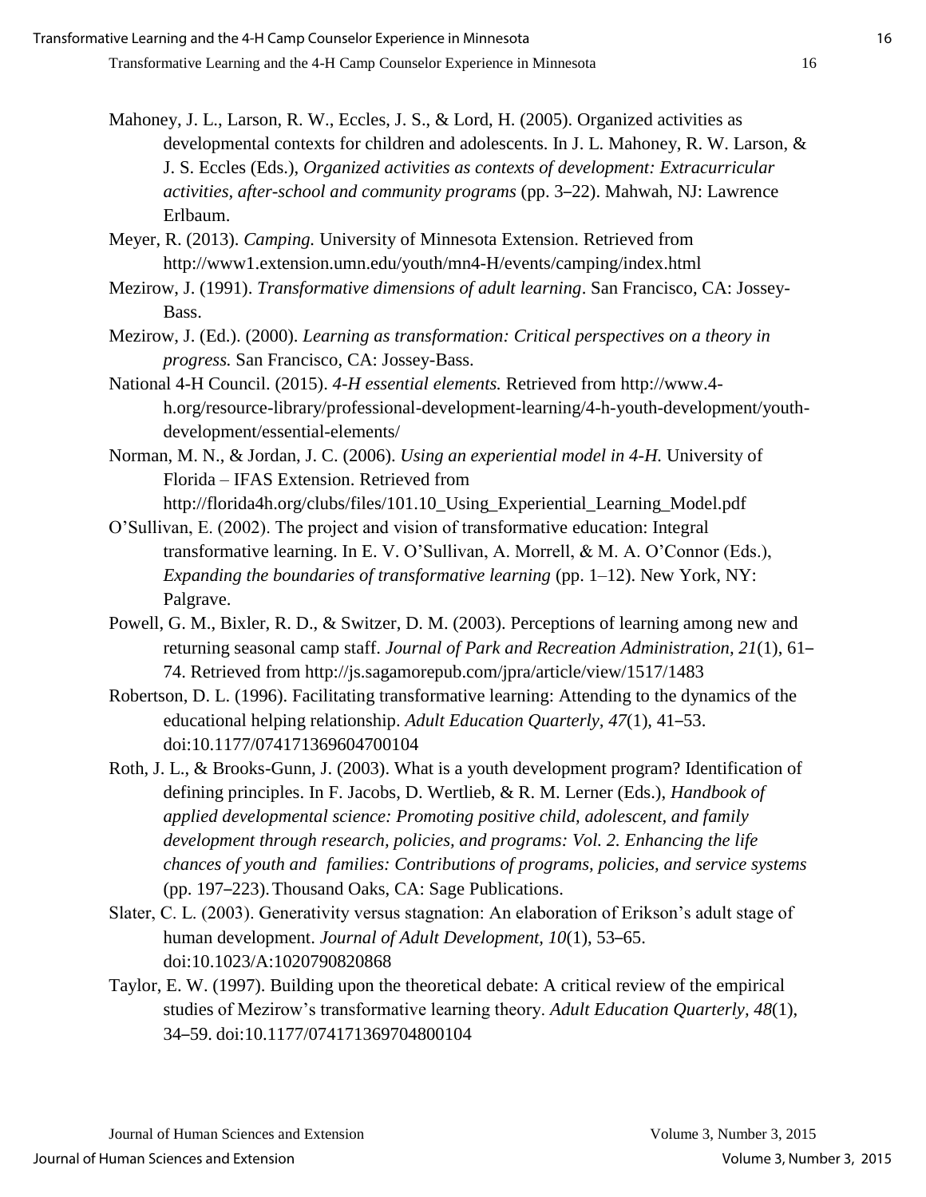Mahoney, J. L., Larson, R. W., Eccles, J. S., & Lord, H. (2005). Organized activities as developmental contexts for children and adolescents. In J. L. Mahoney, R. W. Larson, & J. S. Eccles (Eds.), *Organized activities as contexts of development: Extracurricular activities, after-school and community programs* (pp. 3–22). Mahwah, NJ: Lawrence Erlbaum.

Meyer, R. (2013). *Camping.* University of Minnesota Extension. Retrieved from http://www1.extension.umn.edu/youth/mn4-H/events/camping/index.html

Mezirow, J. (1991). *Transformative dimensions of adult learning*. San Francisco, CA: Jossey-Bass.

Mezirow, J. (Ed.). (2000). *Learning as transformation: Critical perspectives on a theory in progress.* San Francisco, CA: Jossey-Bass.

National 4-H Council. (2015). *4-H essential elements.* Retrieved from http://www.4-h.org/resource-library/professional-development-learning/4-h-youth-development/youth-development/essential-elements/

Norman, M. N., & Jordan, J. C. (2006). *Using an experiential model in 4-H.* University of Florida – IFAS Extension. Retrieved from http://florida4h.org/clubs/files/101.10_Using_Experiential_Learning_Model.pdf

O'Sullivan, E. (2002). The project and vision of transformative education: Integral transformative learning. In E. V. O'Sullivan, A. Morrell, & M. A. O'Connor (Eds.), *Expanding the boundaries of transformative learning* (pp. 1–12). New York, NY: Palgrave.

Powell, G. M., Bixler, R. D., & Switzer, D. M. (2003). Perceptions of learning among new and returning seasonal camp staff. *Journal of Park and Recreation Administration, 21*(1), 61–74. Retrieved from http://js.sagamorepub.com/jpra/article/view/1517/1483

Robertson, D. L. (1996). Facilitating transformative learning: Attending to the dynamics of the educational helping relationship. *Adult Education Quarterly, 47*(1), 41–53. doi:10.1177/074171369604700104

Roth, J. L., & Brooks-Gunn, J. (2003). What is a youth development program? Identification of defining principles. In F. Jacobs, D. Wertlieb, & R. M. Lerner (Eds.), *Handbook of applied developmental science: Promoting positive child, adolescent, and family development through research, policies, and programs: Vol. 2. Enhancing the life chances of youth and families: Contributions of programs, policies, and service systems* (pp. 197–223). Thousand Oaks, CA: Sage Publications.

Slater, C. L. (2003). Generativity versus stagnation: An elaboration of Erikson's adult stage of human development. *Journal of Adult Development, 10*(1), 53–65. doi:10.1023/A:1020790820868

Taylor, E. W. (1997). Building upon the theoretical debate: A critical review of the empirical studies of Mezirow's transformative learning theory. *Adult Education Quarterly, 48*(1), 34–59. doi:10.1177/074171369704800104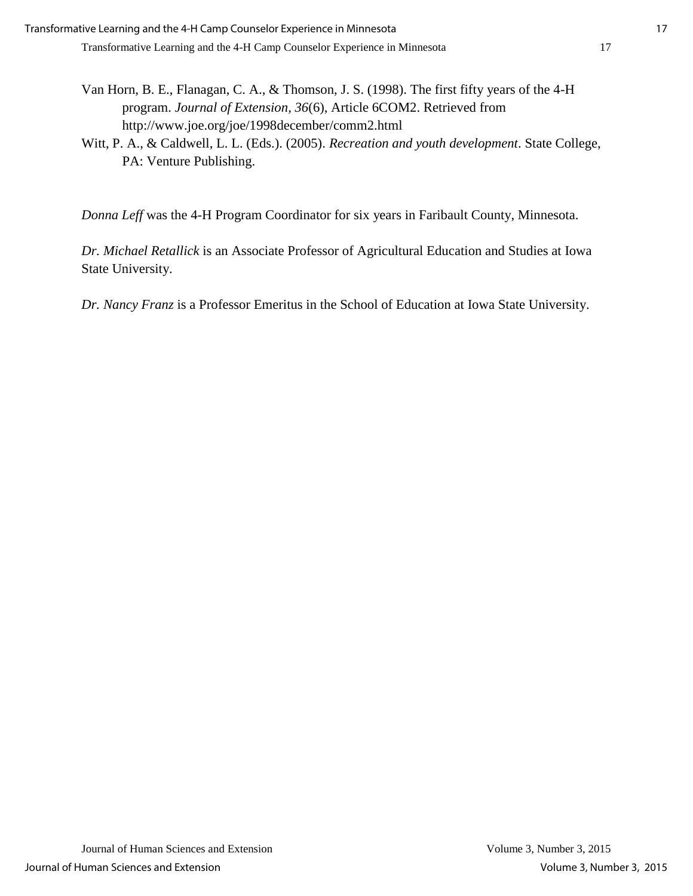Van Horn, B. E., Flanagan, C. A., & Thomson, J. S. (1998). The first fifty years of the 4-H program. *Journal of Extension, 36*(6), Article 6COM2. Retrieved from http://www.joe.org/joe/1998december/comm2.html

Witt, P. A., & Caldwell, L. L. (Eds.). (2005). *Recreation and youth development*. State College, PA: Venture Publishing.

*Donna Leff* was the 4-H Program Coordinator for six years in Faribault County, Minnesota.

*Dr. Michael Retallick* is an Associate Professor of Agricultural Education and Studies at Iowa State University.

*Dr. Nancy Franz* is a Professor Emeritus in the School of Education at Iowa State University.